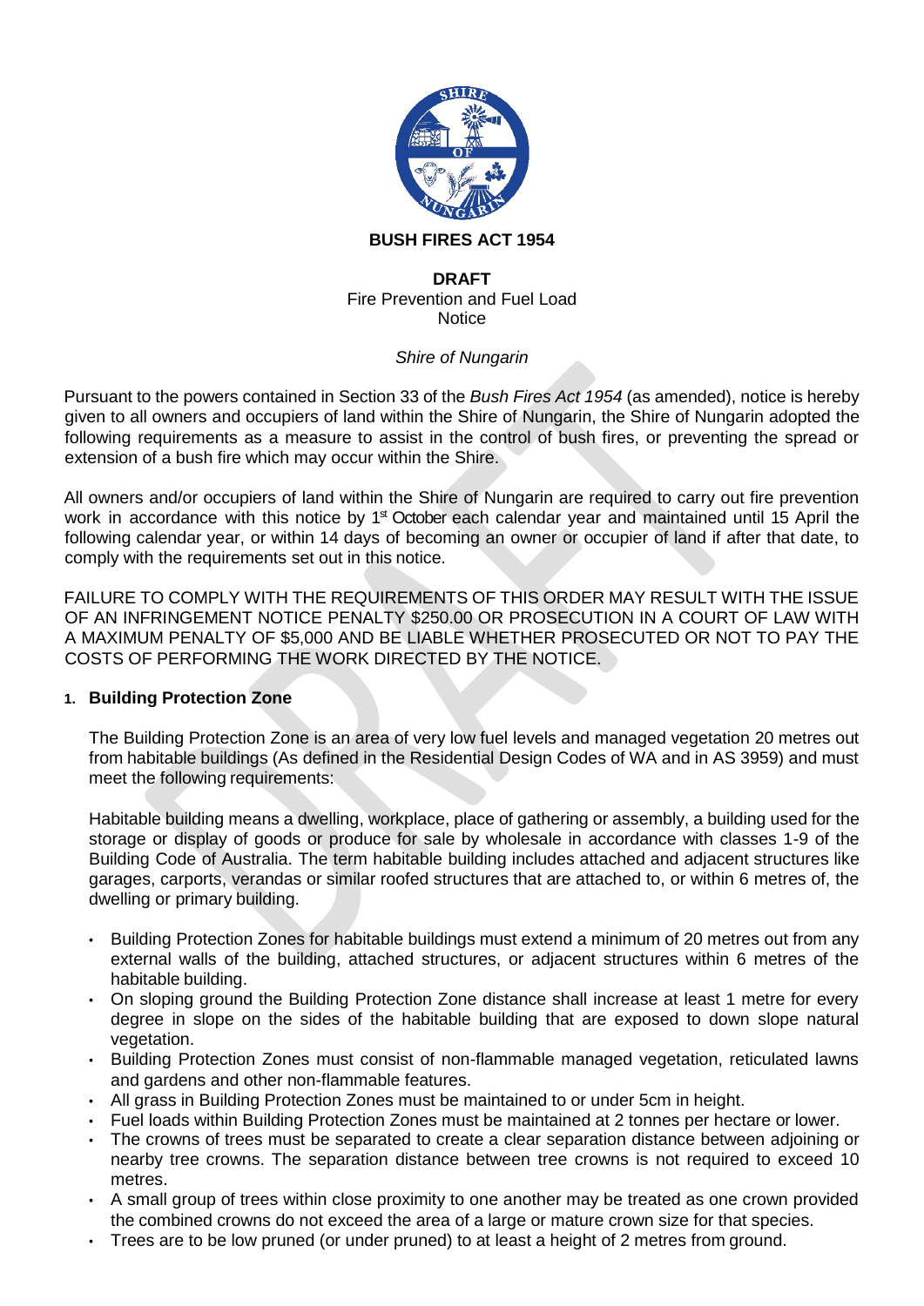**BUSH FIRES ACT 1954**

**DRAFT**
Fire Prevention and Fuel Load Notice

*Shire of Nungarin*

Pursuant to the powers contained in Section 33 of the *Bush Fires Act 1954* (as amended), notice is hereby given to all owners and occupiers of land within the Shire of Nungarin, the Shire of Nungarin adopted the following requirements as a measure to assist in the control of bush fires, or preventing the spread or extension of a bush fire which may occur within the Shire.

All owners and/or occupiers of land within the Shire of Nungarin are required to carry out fire prevention work in accordance with this notice by 1st October each calendar year and maintained until 15 April the following calendar year, or within 14 days of becoming an owner or occupier of land if after that date, to comply with the requirements set out in this notice.

FAILURE TO COMPLY WITH THE REQUIREMENTS OF THIS ORDER MAY RESULT WITH THE ISSUE OF AN INFRINGEMENT NOTICE PENALTY $250.00 OR PROSECUTION IN A COURT OF LAW WITH A MAXIMUM PENALTY OF $5,000 AND BE LIABLE WHETHER PROSECUTED OR NOT TO PAY THE COSTS OF PERFORMING THE WORK DIRECTED BY THE NOTICE.

## 1. Building Protection Zone

The Building Protection Zone is an area of very low fuel levels and managed vegetation 20 metres out from habitable buildings (As defined in the Residential Design Codes of WA and in AS 3959) and must meet the following requirements:

Habitable building means a dwelling, workplace, place of gathering or assembly, a building used for the storage or display of goods or produce for sale by wholesale in accordance with classes 1-9 of the Building Code of Australia. The term habitable building includes attached and adjacent structures like garages, carports, verandas or similar roofed structures that are attached to, or within 6 metres of, the dwelling or primary building.

- Building Protection Zones for habitable buildings must extend a minimum of 20 metres out from any external walls of the building, attached structures, or adjacent structures within 6 metres of the habitable building.
- On sloping ground the Building Protection Zone distance shall increase at least 1 metre for every degree in slope on the sides of the habitable building that are exposed to down slope natural vegetation.
- Building Protection Zones must consist of non-flammable managed vegetation, reticulated lawns and gardens and other non-flammable features.
- All grass in Building Protection Zones must be maintained to or under 5cm in height.
- Fuel loads within Building Protection Zones must be maintained at 2 tonnes per hectare or lower.
- The crowns of trees must be separated to create a clear separation distance between adjoining or nearby tree crowns. The separation distance between tree crowns is not required to exceed 10 metres.
- A small group of trees within close proximity to one another may be treated as one crown provided the combined crowns do not exceed the area of a large or mature crown size for that species.
- Trees are to be low pruned (or under pruned) to at least a height of 2 metres from ground.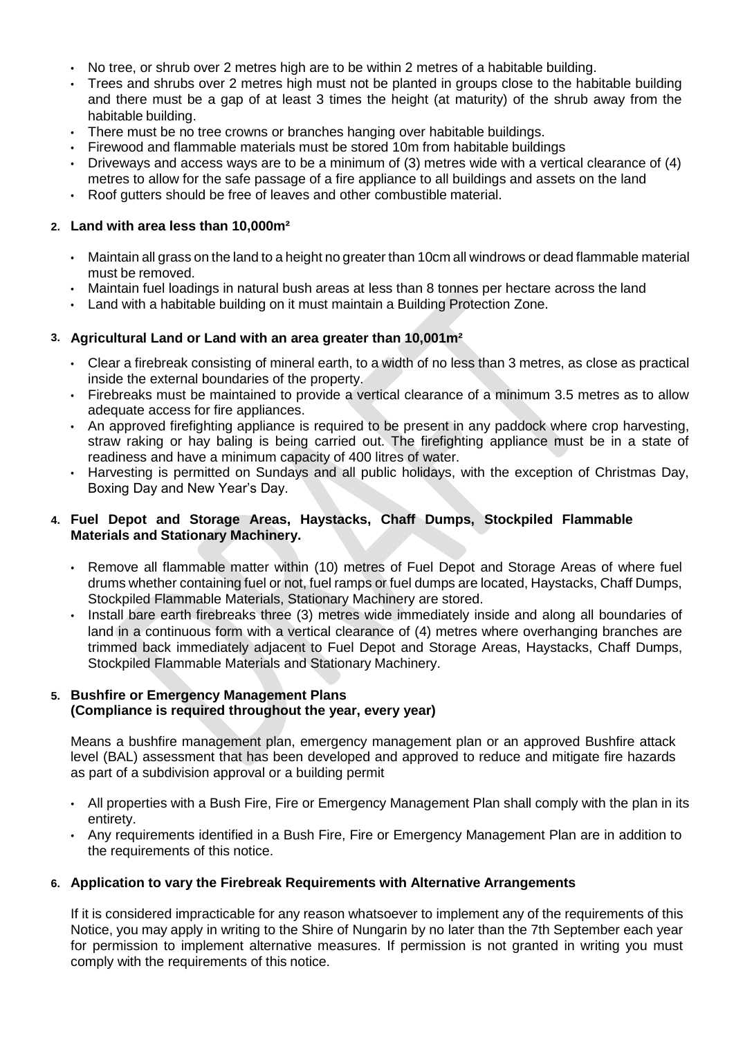- No tree, or shrub over 2 metres high are to be within 2 metres of a habitable building.
- Trees and shrubs over 2 metres high must not be planted in groups close to the habitable building and there must be a gap of at least 3 times the height (at maturity) of the shrub away from the habitable building.
- There must be no tree crowns or branches hanging over habitable buildings.
- Firewood and flammable materials must be stored 10m from habitable buildings
- Driveways and access ways are to be a minimum of (3) metres wide with a vertical clearance of (4) metres to allow for the safe passage of a fire appliance to all buildings and assets on the land
- Roof gutters should be free of leaves and other combustible material.

**2. Land with area less than 10,000m²**

- Maintain all grass on the land to a height no greater than 10cm all windrows or dead flammable material must be removed.
- Maintain fuel loadings in natural bush areas at less than 8 tonnes per hectare across the land
- Land with a habitable building on it must maintain a Building Protection Zone.

**3. Agricultural Land or Land with an area greater than 10,001m²**

- Clear a firebreak consisting of mineral earth, to a width of no less than 3 metres, as close as practical inside the external boundaries of the property.
- Firebreaks must be maintained to provide a vertical clearance of a minimum 3.5 metres as to allow adequate access for fire appliances.
- An approved firefighting appliance is required to be present in any paddock where crop harvesting, straw raking or hay baling is being carried out. The firefighting appliance must be in a state of readiness and have a minimum capacity of 400 litres of water.
- Harvesting is permitted on Sundays and all public holidays, with the exception of Christmas Day, Boxing Day and New Year's Day.

**4. Fuel Depot and Storage Areas, Haystacks, Chaff Dumps, Stockpiled Flammable Materials and Stationary Machinery.**

- Remove all flammable matter within (10) metres of Fuel Depot and Storage Areas of where fuel drums whether containing fuel or not, fuel ramps or fuel dumps are located, Haystacks, Chaff Dumps, Stockpiled Flammable Materials, Stationary Machinery are stored.
- Install bare earth firebreaks three (3) metres wide immediately inside and along all boundaries of land in a continuous form with a vertical clearance of (4) metres where overhanging branches are trimmed back immediately adjacent to Fuel Depot and Storage Areas, Haystacks, Chaff Dumps, Stockpiled Flammable Materials and Stationary Machinery.

**5. Bushfire or Emergency Management Plans**
**(Compliance is required throughout the year, every year)**

Means a bushfire management plan, emergency management plan or an approved Bushfire attack level (BAL) assessment that has been developed and approved to reduce and mitigate fire hazards as part of a subdivision approval or a building permit

- All properties with a Bush Fire, Fire or Emergency Management Plan shall comply with the plan in its entirety.
- Any requirements identified in a Bush Fire, Fire or Emergency Management Plan are in addition to the requirements of this notice.

**6. Application to vary the Firebreak Requirements with Alternative Arrangements**

If it is considered impracticable for any reason whatsoever to implement any of the requirements of this Notice, you may apply in writing to the Shire of Nungarin by no later than the 7th September each year for permission to implement alternative measures. If permission is not granted in writing you must comply with the requirements of this notice.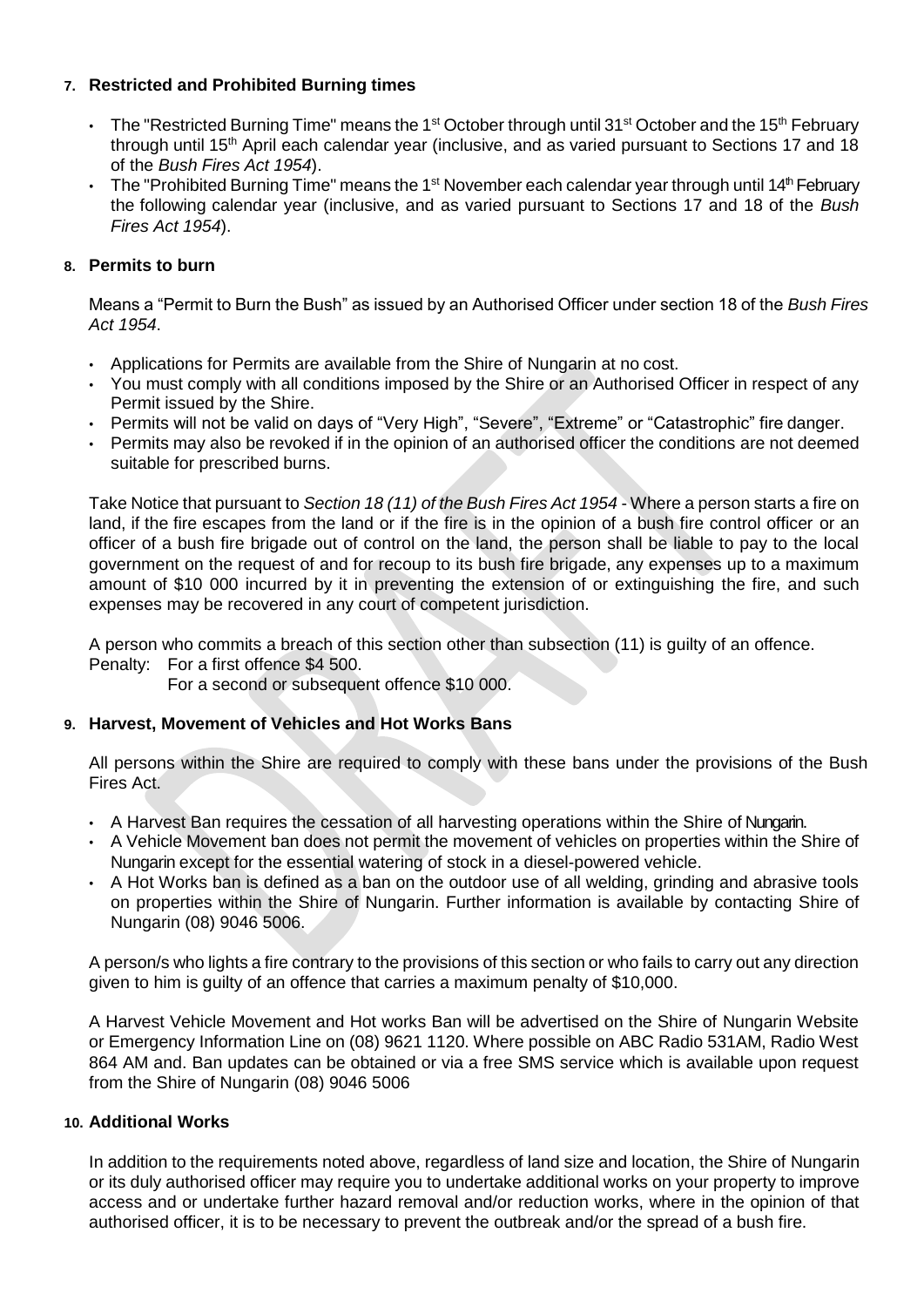## 7. Restricted and Prohibited Burning times

- The "Restricted Burning Time" means the 1st October through until 31st October and the 15th February through until 15th April each calendar year (inclusive, and as varied pursuant to Sections 17 and 18 of the *Bush Fires Act 1954*).
- The "Prohibited Burning Time" means the 1st November each calendar year through until 14th February the following calendar year (inclusive, and as varied pursuant to Sections 17 and 18 of the *Bush Fires Act 1954*).

## 8. Permits to burn

Means a "Permit to Burn the Bush" as issued by an Authorised Officer under section 18 of the *Bush Fires Act 1954*.

- Applications for Permits are available from the Shire of Nungarin at no cost.
- You must comply with all conditions imposed by the Shire or an Authorised Officer in respect of any Permit issued by the Shire.
- Permits will not be valid on days of "Very High", "Severe", "Extreme" or "Catastrophic" fire danger.
- Permits may also be revoked if in the opinion of an authorised officer the conditions are not deemed suitable for prescribed burns.

Take Notice that pursuant to *Section 18 (11) of the Bush Fires Act 1954* - Where a person starts a fire on land, if the fire escapes from the land or if the fire is in the opinion of a bush fire control officer or an officer of a bush fire brigade out of control on the land, the person shall be liable to pay to the local government on the request of and for recoup to its bush fire brigade, any expenses up to a maximum amount of $10 000 incurred by it in preventing the extension of or extinguishing the fire, and such expenses may be recovered in any court of competent jurisdiction.

A person who commits a breach of this section other than subsection (11) is guilty of an offence.
Penalty: For a first offence $4 500.
For a second or subsequent offence $10 000.

## 9. Harvest, Movement of Vehicles and Hot Works Bans

All persons within the Shire are required to comply with these bans under the provisions of the Bush Fires Act.

- A Harvest Ban requires the cessation of all harvesting operations within the Shire of Nungarin.
- A Vehicle Movement ban does not permit the movement of vehicles on properties within the Shire of Nungarin except for the essential watering of stock in a diesel-powered vehicle.
- A Hot Works ban is defined as a ban on the outdoor use of all welding, grinding and abrasive tools on properties within the Shire of Nungarin. Further information is available by contacting Shire of Nungarin (08) 9046 5006.

A person/s who lights a fire contrary to the provisions of this section or who fails to carry out any direction given to him is guilty of an offence that carries a maximum penalty of $10,000.

A Harvest Vehicle Movement and Hot works Ban will be advertised on the Shire of Nungarin Website or Emergency Information Line on (08) 9621 1120. Where possible on ABC Radio 531AM, Radio West 864 AM and. Ban updates can be obtained or via a free SMS service which is available upon request from the Shire of Nungarin (08) 9046 5006

## 10. Additional Works

In addition to the requirements noted above, regardless of land size and location, the Shire of Nungarin or its duly authorised officer may require you to undertake additional works on your property to improve access and or undertake further hazard removal and/or reduction works, where in the opinion of that authorised officer, it is to be necessary to prevent the outbreak and/or the spread of a bush fire.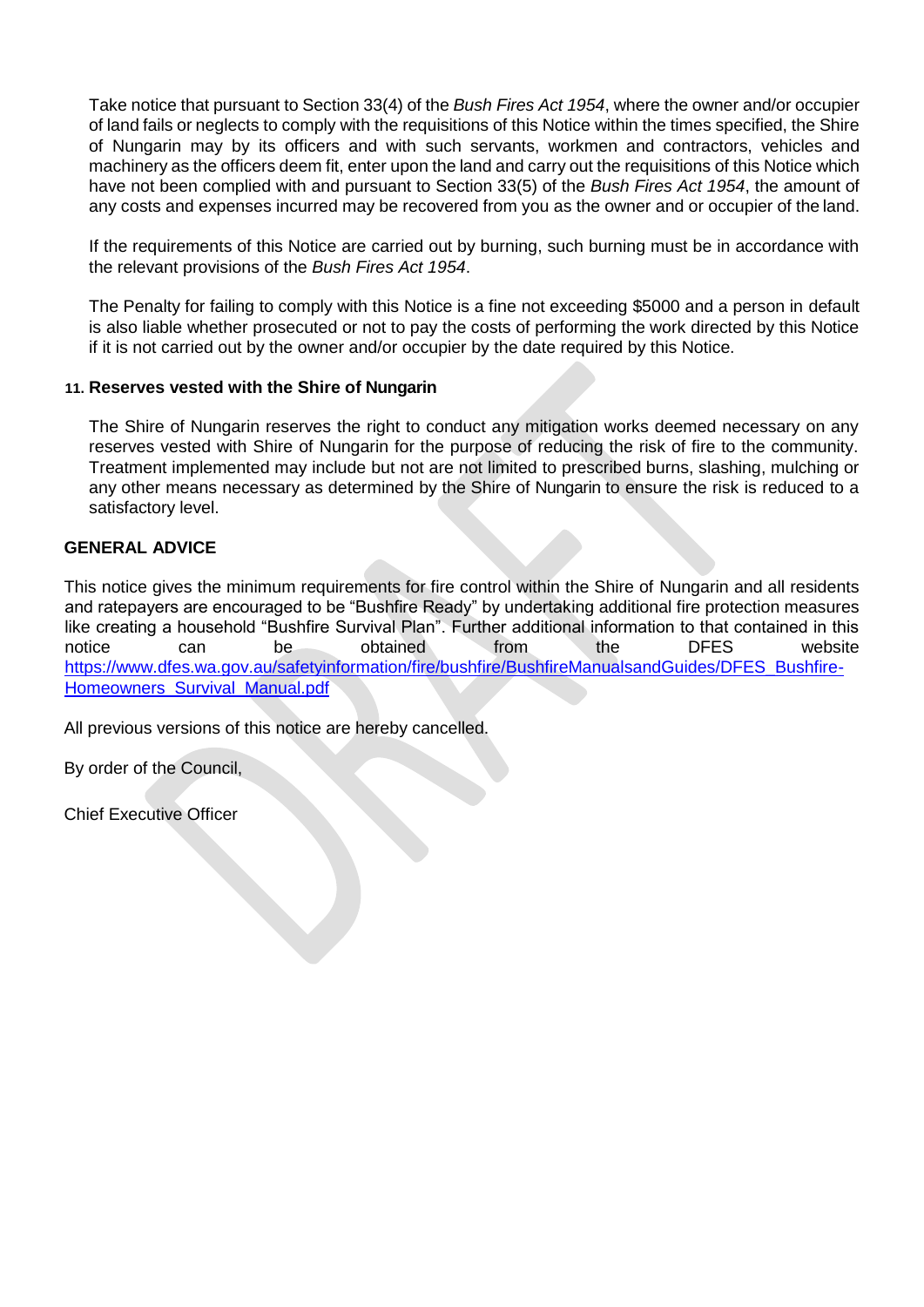Take notice that pursuant to Section 33(4) of the *Bush Fires Act 1954*, where the owner and/or occupier of land fails or neglects to comply with the requisitions of this Notice within the times specified, the Shire of Nungarin may by its officers and with such servants, workmen and contractors, vehicles and machinery as the officers deem fit, enter upon the land and carry out the requisitions of this Notice which have not been complied with and pursuant to Section 33(5) of the *Bush Fires Act 1954*, the amount of any costs and expenses incurred may be recovered from you as the owner and or occupier of the land.

If the requirements of this Notice are carried out by burning, such burning must be in accordance with the relevant provisions of the *Bush Fires Act 1954*.

The Penalty for failing to comply with this Notice is a fine not exceeding $5000 and a person in default is also liable whether prosecuted or not to pay the costs of performing the work directed by this Notice if it is not carried out by the owner and/or occupier by the date required by this Notice.

**11. Reserves vested with the Shire of Nungarin**

The Shire of Nungarin reserves the right to conduct any mitigation works deemed necessary on any reserves vested with Shire of Nungarin for the purpose of reducing the risk of fire to the community. Treatment implemented may include but not are not limited to prescribed burns, slashing, mulching or any other means necessary as determined by the Shire of Nungarin to ensure the risk is reduced to a satisfactory level.

**GENERAL ADVICE**

This notice gives the minimum requirements for fire control within the Shire of Nungarin and all residents and ratepayers are encouraged to be "Bushfire Ready" by undertaking additional fire protection measures like creating a household "Bushfire Survival Plan". Further additional information to that contained in this notice can be obtained from the DFES website [https://www.dfes.wa.gov.au/safetyinformation/fire/bushfire/BushfireManualsandGuides/DFES_Bushfire-Homeowners_Survival_Manual.pdf](https://www.dfes.wa.gov.au/safetyinformation/fire/bushfire/BushfireManualsandGuides/DFES_Bushfire-Homeowners_Survival_Manual.pdf)

All previous versions of this notice are hereby cancelled.

By order of the Council,

Chief Executive Officer